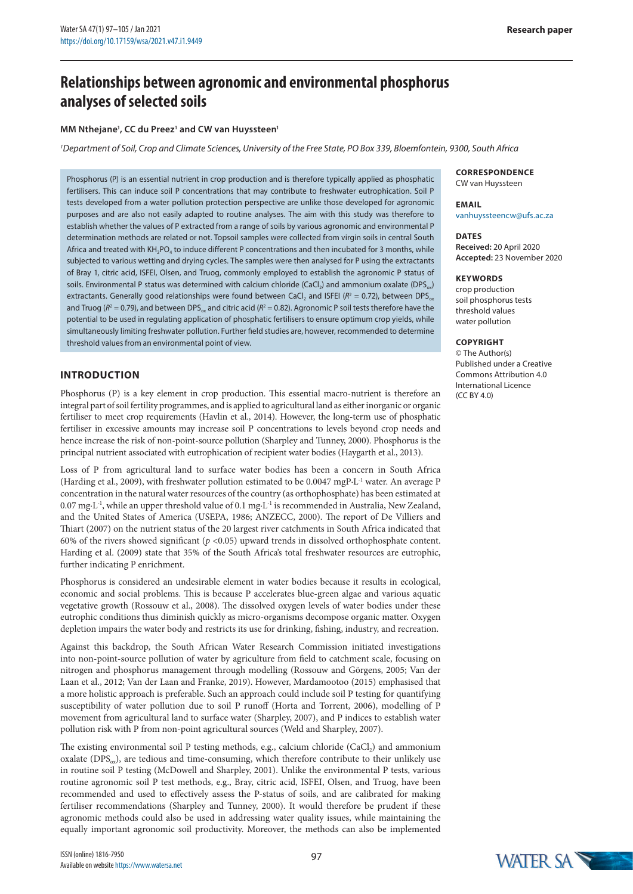# Relationships between agronomic and environmental phosphorus analyses of selected soils

**MM Nthejane[1], CC du Preez[1] and CW van Huyssteen[1]**

*[1]Department of Soil, Crop and Climate Sciences, University of the Free State, PO Box 339, Bloemfontein, 9300, South Africa*

Phosphorus (P) is an essential nutrient in crop production and is therefore typically applied as phosphatic fertilisers. This can induce soil P concentrations that may contribute to freshwater eutrophication. Soil P tests developed from a water pollution protection perspective are unlike those developed for agronomic purposes and are also not easily adapted to routine analyses. The aim with this study was therefore to establish whether the values of P extracted from a range of soils by various agronomic and environmental P determination methods are related or not. Topsoil samples were collected from virgin soils in central South Africa and treated with $KH_2PO_4$ to induce different P concentrations and then incubated for 3 months, while subjected to various wetting and drying cycles. The samples were then analysed for P using the extractants of Bray 1, citric acid, ISFEI, Olsen, and Truog, commonly employed to establish the agronomic P status of soils. Environmental P status was determined with calcium chloride ($CaCl_2$) and ammonium oxalate ($DPS_{ox}$) extractants. Generally good relationships were found between $CaCl_2$ and ISFEI ($R^2$ = 0.72), between $DPS_{ox}$ and Truog ($R^2$ = 0.79), and between $DPS_{ox}$ and citric acid ($R^2$ = 0.82). Agronomic P soil tests therefore have the potential to be used in regulating application of phosphatic fertilisers to ensure optimum crop yields, while simultaneously limiting freshwater pollution. Further field studies are, however, recommended to determine threshold values from an environmental point of view.

**CORRESPONDENCE**
CW van Huyssteen

**EMAIL**
vanhuyssteencw@ufs.ac.za

**DATES**
**Received:** 20 April 2020
**Accepted:** 23 November 2020

**KEYWORDS**
crop production
soil phosphorus tests
threshold values
water pollution

**COPYRIGHT**
© The Author(s)
Published under a Creative Commons Attribution 4.0 International Licence (CC BY 4.0)

## INTRODUCTION

Phosphorus (P) is a key element in crop production. This essential macro-nutrient is therefore an integral part of soil fertility programmes, and is applied to agricultural land as either inorganic or organic fertiliser to meet crop requirements (Havlin et al., 2014). However, the long-term use of phosphatic fertiliser in excessive amounts may increase soil P concentrations to levels beyond crop needs and hence increase the risk of non-point-source pollution (Sharpley and Tunney, 2000). Phosphorus is the principal nutrient associated with eutrophication of recipient water bodies (Haygarth et al., 2013).

Loss of P from agricultural land to surface water bodies has been a concern in South Africa (Harding et al., 2009), with freshwater pollution estimated to be 0.0047 mgP·L$^{-1}$ water. An average P concentration in the natural water resources of the country (as orthophosphate) has been estimated at 0.07 mg·L$^{-1}$, while an upper threshold value of 0.1 mg·L$^{-1}$ is recommended in Australia, New Zealand, and the United States of America (USEPA, 1986; ANZECC, 2000). The report of De Villiers and Thiart (2007) on the nutrient status of the 20 largest river catchments in South Africa indicated that 60% of the rivers showed significant ($p$ <0.05) upward trends in dissolved orthophosphate content. Harding et al. (2009) state that 35% of the South Africa's total freshwater resources are eutrophic, further indicating P enrichment.

Phosphorus is considered an undesirable element in water bodies because it results in ecological, economic and social problems. This is because P accelerates blue-green algae and various aquatic vegetative growth (Rossouw et al., 2008). The dissolved oxygen levels of water bodies under these eutrophic conditions thus diminish quickly as micro-organisms decompose organic matter. Oxygen depletion impairs the water body and restricts its use for drinking, fishing, industry, and recreation.

Against this backdrop, the South African Water Research Commission initiated investigations into non-point-source pollution of water by agriculture from field to catchment scale, focusing on nitrogen and phosphorus management through modelling (Rossouw and Görgens, 2005; Van der Laan et al., 2012; Van der Laan and Franke, 2019). However, Mardamootoo (2015) emphasised that a more holistic approach is preferable. Such an approach could include soil P testing for quantifying susceptibility of water pollution due to soil P runoff (Horta and Torrent, 2006), modelling of P movement from agricultural land to surface water (Sharpley, 2007), and P indices to establish water pollution risk with P from non-point agricultural sources (Weld and Sharpley, 2007).

The existing environmental soil P testing methods, e.g., calcium chloride ($CaCl_2$) and ammonium oxalate ($DPS_{ox}$), are tedious and time-consuming, which therefore contribute to their unlikely use in routine soil P testing (McDowell and Sharpley, 2001). Unlike the environmental P tests, various routine agronomic soil P test methods, e.g., Bray, citric acid, ISFEI, Olsen, and Truog, have been recommended and used to effectively assess the P-status of soils, and are calibrated for making fertiliser recommendations (Sharpley and Tunney, 2000). It would therefore be prudent if these agronomic methods could also be used in addressing water quality issues, while maintaining the equally important agronomic soil productivity. Moreover, the methods can also be implemented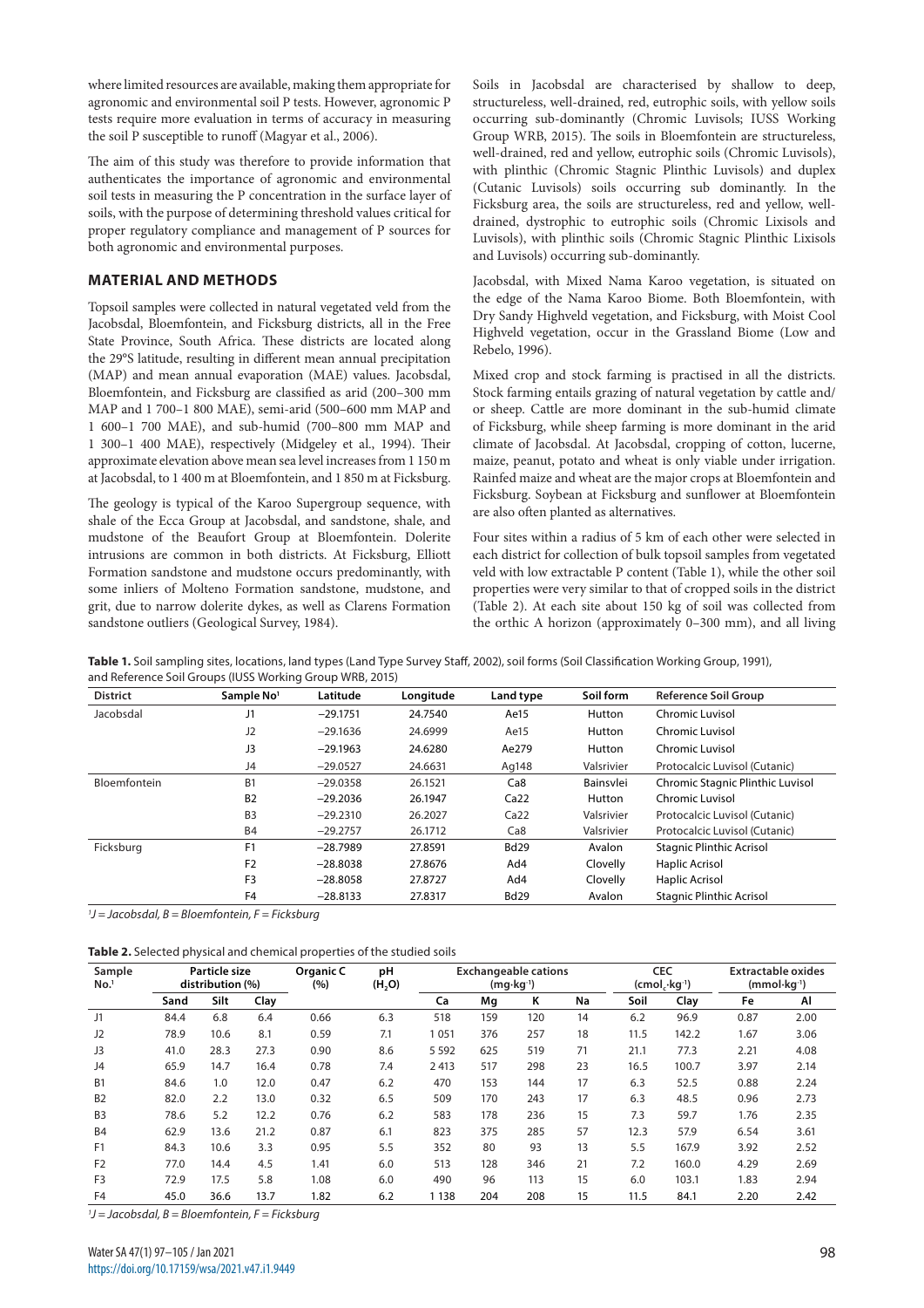where limited resources are available, making them appropriate for agronomic and environmental soil P tests. However, agronomic P tests require more evaluation in terms of accuracy in measuring the soil P susceptible to runoff (Magyar et al., 2006).

The aim of this study was therefore to provide information that authenticates the importance of agronomic and environmental soil tests in measuring the P concentration in the surface layer of soils, with the purpose of determining threshold values critical for proper regulatory compliance and management of P sources for both agronomic and environmental purposes.

## MATERIAL AND METHODS

Topsoil samples were collected in natural vegetated veld from the Jacobsdal, Bloemfontein, and Ficksburg districts, all in the Free State Province, South Africa. These districts are located along the 29°S latitude, resulting in different mean annual precipitation (MAP) and mean annual evaporation (MAE) values. Jacobsdal, Bloemfontein, and Ficksburg are classified as arid (200–300 mm MAP and 1 700–1 800 MAE), semi-arid (500–600 mm MAP and 1 600–1 700 MAE), and sub-humid (700–800 mm MAP and 1 300–1 400 MAE), respectively (Midgeley et al., 1994). Their approximate elevation above mean sea level increases from 1 150 m at Jacobsdal, to 1 400 m at Bloemfontein, and 1 850 m at Ficksburg.

The geology is typical of the Karoo Supergroup sequence, with shale of the Ecca Group at Jacobsdal, and sandstone, shale, and mudstone of the Beaufort Group at Bloemfontein. Dolerite intrusions are common in both districts. At Ficksburg, Elliott Formation sandstone and mudstone occurs predominantly, with some inliers of Molteno Formation sandstone, mudstone, and grit, due to narrow dolerite dykes, as well as Clarens Formation sandstone outliers (Geological Survey, 1984).

Soils in Jacobsdal are characterised by shallow to deep, structureless, well-drained, red, eutrophic soils, with yellow soils occurring sub-dominantly (Chromic Luvisols; IUSS Working Group WRB, 2015). The soils in Bloemfontein are structureless, well-drained, red and yellow, eutrophic soils (Chromic Luvisols), with plinthic (Chromic Stagnic Plinthic Luvisols) and duplex (Cutanic Luvisols) soils occurring sub dominantly. In the Ficksburg area, the soils are structureless, red and yellow, well-drained, dystrophic to eutrophic soils (Chromic Lixisols and Luvisols), with plinthic soils (Chromic Stagnic Plinthic Lixisols and Luvisols) occurring sub-dominantly.

Jacobsdal, with Mixed Nama Karoo vegetation, is situated on the edge of the Nama Karoo Biome. Both Bloemfontein, with Dry Sandy Highveld vegetation, and Ficksburg, with Moist Cool Highveld vegetation, occur in the Grassland Biome (Low and Rebelo, 1996).

Mixed crop and stock farming is practised in all the districts. Stock farming entails grazing of natural vegetation by cattle and/or sheep. Cattle are more dominant in the sub-humid climate of Ficksburg, while sheep farming is more dominant in the arid climate of Jacobsdal. At Jacobsdal, cropping of cotton, lucerne, maize, peanut, potato and wheat is only viable under irrigation. Rainfed maize and wheat are the major crops at Bloemfontein and Ficksburg. Soybean at Ficksburg and sunflower at Bloemfontein are also often planted as alternatives.

Four sites within a radius of 5 km of each other were selected in each district for collection of bulk topsoil samples from vegetated veld with low extractable P content (Table 1), while the other soil properties were very similar to that of cropped soils in the district (Table 2). At each site about 150 kg of soil was collected from the orthic A horizon (approximately 0–300 mm), and all living

**Table 1.** Soil sampling sites, locations, land types (Land Type Survey Staff, 2002), soil forms (Soil Classification Working Group, 1991), and Reference Soil Groups (IUSS Working Group WRB, 2015)

| District | Sample No[1] | Latitude | Longitude | Land type | Soil form | Reference Soil Group |
|---|---|---|---|---|---|---|
| Jacobsdal | J1 | −29.1751 | 24.7540 | Ae15 | Hutton | Chromic Luvisol |
| | J2 | −29.1636 | 24.6999 | Ae15 | Hutton | Chromic Luvisol |
| | J3 | −29.1963 | 24.6280 | Ae279 | Hutton | Chromic Luvisol |
| | J4 | −29.0527 | 24.6631 | Ag148 | Valsrivier | Protocalcic Luvisol (Cutanic) |
| Bloemfontein | B1 | −29.0358 | 26.1521 | Ca8 | Bainsvlei | Chromic Stagnic Plinthic Luvisol |
| | B2 | −29.2036 | 26.1947 | Ca22 | Hutton | Chromic Luvisol |
| | B3 | −29.2310 | 26.2027 | Ca22 | Valsrivier | Protocalcic Luvisol (Cutanic) |
| | B4 | −29.2757 | 26.1712 | Ca8 | Valsrivier | Protocalcic Luvisol (Cutanic) |
| Ficksburg | F1 | −28.7989 | 27.8591 | Bd29 | Avalon | Stagnic Plinthic Acrisol |
| | F2 | −28.8038 | 27.8676 | Ad4 | Clovelly | Haplic Acrisol |
| | F3 | −28.8058 | 27.8727 | Ad4 | Clovelly | Haplic Acrisol |
| | F4 | −28.8133 | 27.8317 | Bd29 | Avalon | Stagnic Plinthic Acrisol |

[1]*J = Jacobsdal, B = Bloemfontein, F = Ficksburg*

**Table 2.** Selected physical and chemical properties of the studied soils

| Sample No.[1] | Particle size distribution (%) | | | Organic C (%) | pH ($H_2O$) | Exchangeable cations ($mg \cdot kg^{-1}$) | | | | CEC ($cmol_c \cdot kg^{-1}$) | | Extractable oxides ($mmol \cdot kg^{-1}$) | |
|---|---|---|---|---|---|---|---|---|---|---|---|---|---|
| | Sand | Silt | Clay | | | Ca | Mg | K | Na | Soil | Clay | Fe | Al |
| J1 | 84.4 | 6.8 | 6.4 | 0.66 | 6.3 | 518 | 159 | 120 | 14 | 6.2 | 96.9 | 0.87 | 2.00 |
| J2 | 78.9 | 10.6 | 8.1 | 0.59 | 7.1 | 1 051 | 376 | 257 | 18 | 11.5 | 142.2 | 1.67 | 3.06 |
| J3 | 41.0 | 28.3 | 27.3 | 0.90 | 8.6 | 5 592 | 625 | 519 | 71 | 21.1 | 77.3 | 2.21 | 4.08 |
| J4 | 65.9 | 14.7 | 16.4 | 0.78 | 7.4 | 2 413 | 517 | 298 | 23 | 16.5 | 100.7 | 3.97 | 2.14 |
| B1 | 84.6 | 1.0 | 12.0 | 0.47 | 6.2 | 470 | 153 | 144 | 17 | 6.3 | 52.5 | 0.88 | 2.24 |
| B2 | 82.0 | 2.2 | 13.0 | 0.32 | 6.5 | 509 | 170 | 243 | 17 | 6.3 | 48.5 | 0.96 | 2.73 |
| B3 | 78.6 | 5.2 | 12.2 | 0.76 | 6.2 | 583 | 178 | 236 | 15 | 7.3 | 59.7 | 1.76 | 2.35 |
| B4 | 62.9 | 13.6 | 21.2 | 0.87 | 6.1 | 823 | 375 | 285 | 57 | 12.3 | 57.9 | 6.54 | 3.61 |
| F1 | 84.3 | 10.6 | 3.3 | 0.95 | 5.5 | 352 | 80 | 93 | 13 | 5.5 | 167.9 | 3.92 | 2.52 |
| F2 | 77.0 | 14.4 | 4.5 | 1.41 | 6.0 | 513 | 128 | 346 | 21 | 7.2 | 160.0 | 4.29 | 2.69 |
| F3 | 72.9 | 17.5 | 5.8 | 1.08 | 6.0 | 490 | 96 | 113 | 15 | 6.0 | 103.1 | 1.83 | 2.94 |
| F4 | 45.0 | 36.6 | 13.7 | 1.82 | 6.2 | 1 138 | 204 | 208 | 15 | 11.5 | 84.1 | 2.20 | 2.42 |

[1]*J = Jacobsdal, B = Bloemfontein, F = Ficksburg*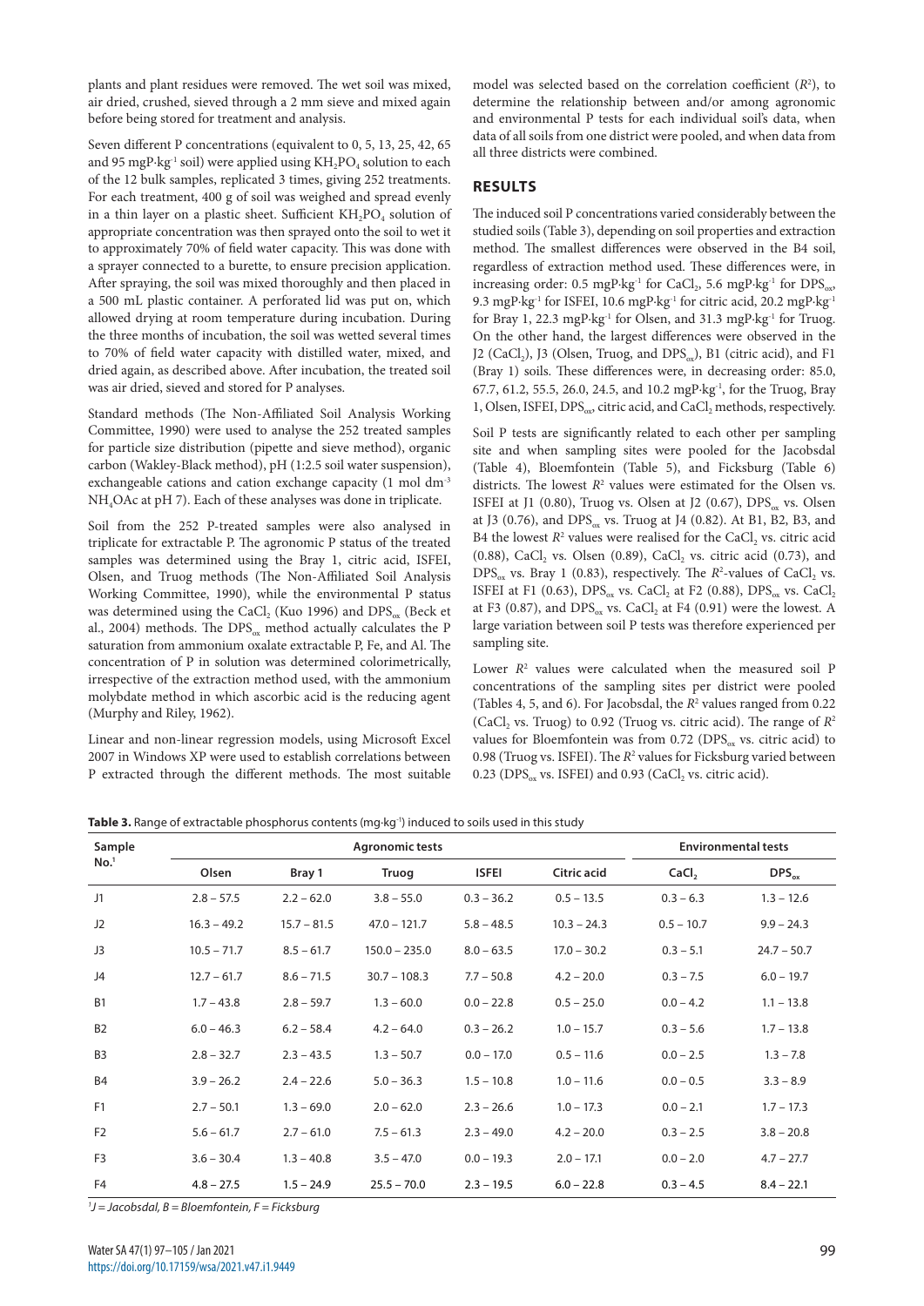plants and plant residues were removed. The wet soil was mixed, air dried, crushed, sieved through a 2 mm sieve and mixed again before being stored for treatment and analysis.

Seven different P concentrations (equivalent to 0, 5, 13, 25, 42, 65 and 95 mgP·kg$^{-1}$ soil) were applied using $KH_2PO_4$ solution to each of the 12 bulk samples, replicated 3 times, giving 252 treatments. For each treatment, 400 g of soil was weighed and spread evenly in a thin layer on a plastic sheet. Sufficient $KH_2PO_4$ solution of appropriate concentration was then sprayed onto the soil to wet it to approximately 70% of field water capacity. This was done with a sprayer connected to a burette, to ensure precision application. After spraying, the soil was mixed thoroughly and then placed in a 500 mL plastic container. A perforated lid was put on, which allowed drying at room temperature during incubation. During the three months of incubation, the soil was wetted several times to 70% of field water capacity with distilled water, mixed, and dried again, as described above. After incubation, the treated soil was air dried, sieved and stored for P analyses.

Standard methods (The Non-Affiliated Soil Analysis Working Committee, 1990) were used to analyse the 252 treated samples for particle size distribution (pipette and sieve method), organic carbon (Wakley-Black method), pH (1:2.5 soil water suspension), exchangeable cations and cation exchange capacity (1 mol dm$^{-3}$ $NH_4OAc$ at pH 7). Each of these analyses was done in triplicate.

Soil from the 252 P-treated samples were also analysed in triplicate for extractable P. The agronomic P status of the treated samples was determined using the Bray 1, citric acid, ISFEI, Olsen, and Truog methods (The Non-Affiliated Soil Analysis Working Committee, 1990), while the environmental P status was determined using the $CaCl_2$ (Kuo 1996) and $DPS_{ox}$ (Beck et al., 2004) methods. The $DPS_{ox}$ method actually calculates the P saturation from ammonium oxalate extractable P, Fe, and Al. The concentration of P in solution was determined colorimetrically, irrespective of the extraction method used, with the ammonium molybdate method in which ascorbic acid is the reducing agent (Murphy and Riley, 1962).

Linear and non-linear regression models, using Microsoft Excel 2007 in Windows XP were used to establish correlations between P extracted through the different methods. The most suitable model was selected based on the correlation coefficient ($R^2$), to determine the relationship between and/or among agronomic and environmental P tests for each individual soil's data, when data of all soils from one district were pooled, and when data from all three districts were combined.

## RESULTS

The induced soil P concentrations varied considerably between the studied soils (Table 3), depending on soil properties and extraction method. The smallest differences were observed in the B4 soil, regardless of extraction method used. These differences were, in increasing order: 0.5 mgP·kg$^{-1}$ for $CaCl_2$, 5.6 mgP·kg$^{-1}$ for $DPS_{ox}$, 9.3 mgP·kg$^{-1}$ for ISFEI, 10.6 mgP·kg$^{-1}$ for citric acid, 20.2 mgP·kg$^{-1}$ for Bray 1, 22.3 mgP·kg$^{-1}$ for Olsen, and 31.3 mgP·kg$^{-1}$ for Truog. On the other hand, the largest differences were observed in the J2 ($CaCl_2$), J3 (Olsen, Truog, and $DPS_{ox}$), B1 (citric acid), and F1 (Bray 1) soils. These differences were, in decreasing order: 85.0, 67.7, 61.2, 55.5, 26.0, 24.5, and 10.2 mgP·kg$^{-1}$, for the Truog, Bray 1, Olsen, ISFEI, $DPS_{ox}$, citric acid, and $CaCl_2$ methods, respectively.

Soil P tests are significantly related to each other per sampling site and when sampling sites were pooled for the Jacobsdal (Table 4), Bloemfontein (Table 5), and Ficksburg (Table 6) districts. The lowest $R^2$ values were estimated for the Olsen vs. ISFEI at J1 (0.80), Truog vs. Olsen at J2 (0.67), $DPS_{ox}$ vs. Olsen at J3 (0.76), and $DPS_{ox}$ vs. Truog at J4 (0.82). At B1, B2, B3, and B4 the lowest $R^2$ values were realised for the $CaCl_2$ vs. citric acid (0.88), $CaCl_2$ vs. Olsen (0.89), $CaCl_2$ vs. citric acid (0.73), and $DPS_{ox}$ vs. Bray 1 (0.83), respectively. The $R^2$-values of $CaCl_2$ vs. ISFEI at F1 (0.63), $DPS_{ox}$ vs. $CaCl_2$ at F2 (0.88), $DPS_{ox}$ vs. $CaCl_2$ at F3 (0.87), and $DPS_{ox}$ vs. $CaCl_2$ at F4 (0.91) were the lowest. A large variation between soil P tests was therefore experienced per sampling site.

Lower $R^2$ values were calculated when the measured soil P concentrations of the sampling sites per district were pooled (Tables 4, 5, and 6). For Jacobsdal, the $R^2$ values ranged from 0.22 ($CaCl_2$ vs. Truog) to 0.92 (Truog vs. citric acid). The range of $R^2$ values for Bloemfontein was from 0.72 ($DPS_{ox}$ vs. citric acid) to 0.98 (Truog vs. ISFEI). The $R^2$ values for Ficksburg varied between 0.23 ($DPS_{ox}$ vs. ISFEI) and 0.93 ($CaCl_2$ vs. citric acid).

**Table 3.** Range of extractable phosphorus contents (mg·kg$^{-1}$) induced to soils used in this study

| Sample No.[1] | Agronomic tests | | | | | Environmental tests | |
|---|---|---|---|---|---|---|---|
| | Olsen | Bray 1 | Truog | ISFEI | Citric acid | $CaCl_2$ | $DPS_{ox}$ |
| J1 | 2.8 – 57.5 | 2.2 – 62.0 | 3.8 – 55.0 | 0.3 – 36.2 | 0.5 – 13.5 | 0.3 – 6.3 | 1.3 – 12.6 |
| J2 | 16.3 – 49.2 | 15.7 – 81.5 | 47.0 – 121.7 | 5.8 – 48.5 | 10.3 – 24.3 | 0.5 – 10.7 | 9.9 – 24.3 |
| J3 | 10.5 – 71.7 | 8.5 – 61.7 | 150.0 – 235.0 | 8.0 – 63.5 | 17.0 – 30.2 | 0.3 – 5.1 | 24.7 – 50.7 |
| J4 | 12.7 – 61.7 | 8.6 – 71.5 | 30.7 – 108.3 | 7.7 – 50.8 | 4.2 – 20.0 | 0.3 – 7.5 | 6.0 – 19.7 |
| B1 | 1.7 – 43.8 | 2.8 – 59.7 | 1.3 – 60.0 | 0.0 – 22.8 | 0.5 – 25.0 | 0.0 – 4.2 | 1.1 – 13.8 |
| B2 | 6.0 – 46.3 | 6.2 – 58.4 | 4.2 – 64.0 | 0.3 – 26.2 | 1.0 – 15.7 | 0.3 – 5.6 | 1.7 – 13.8 |
| B3 | 2.8 – 32.7 | 2.3 – 43.5 | 1.3 – 50.7 | 0.0 – 17.0 | 0.5 – 11.6 | 0.0 – 2.5 | 1.3 – 7.8 |
| B4 | 3.9 – 26.2 | 2.4 – 22.6 | 5.0 – 36.3 | 1.5 – 10.8 | 1.0 – 11.6 | 0.0 – 0.5 | 3.3 – 8.9 |
| F1 | 2.7 – 50.1 | 1.3 – 69.0 | 2.0 – 62.0 | 2.3 – 26.6 | 1.0 – 17.3 | 0.0 – 2.1 | 1.7 – 17.3 |
| F2 | 5.6 – 61.7 | 2.7 – 61.0 | 7.5 – 61.3 | 2.3 – 49.0 | 4.2 – 20.0 | 0.3 – 2.5 | 3.8 – 20.8 |
| F3 | 3.6 – 30.4 | 1.3 – 40.8 | 3.5 – 47.0 | 0.0 – 19.3 | 2.0 – 17.1 | 0.0 – 2.0 | 4.7 – 27.7 |
| F4 | 4.8 – 27.5 | 1.5 – 24.9 | 25.5 – 70.0 | 2.3 – 19.5 | 6.0 – 22.8 | 0.3 – 4.5 | 8.4 – 22.1 |

*[1]J = Jacobsdal, B = Bloemfontein, F = Ficksburg*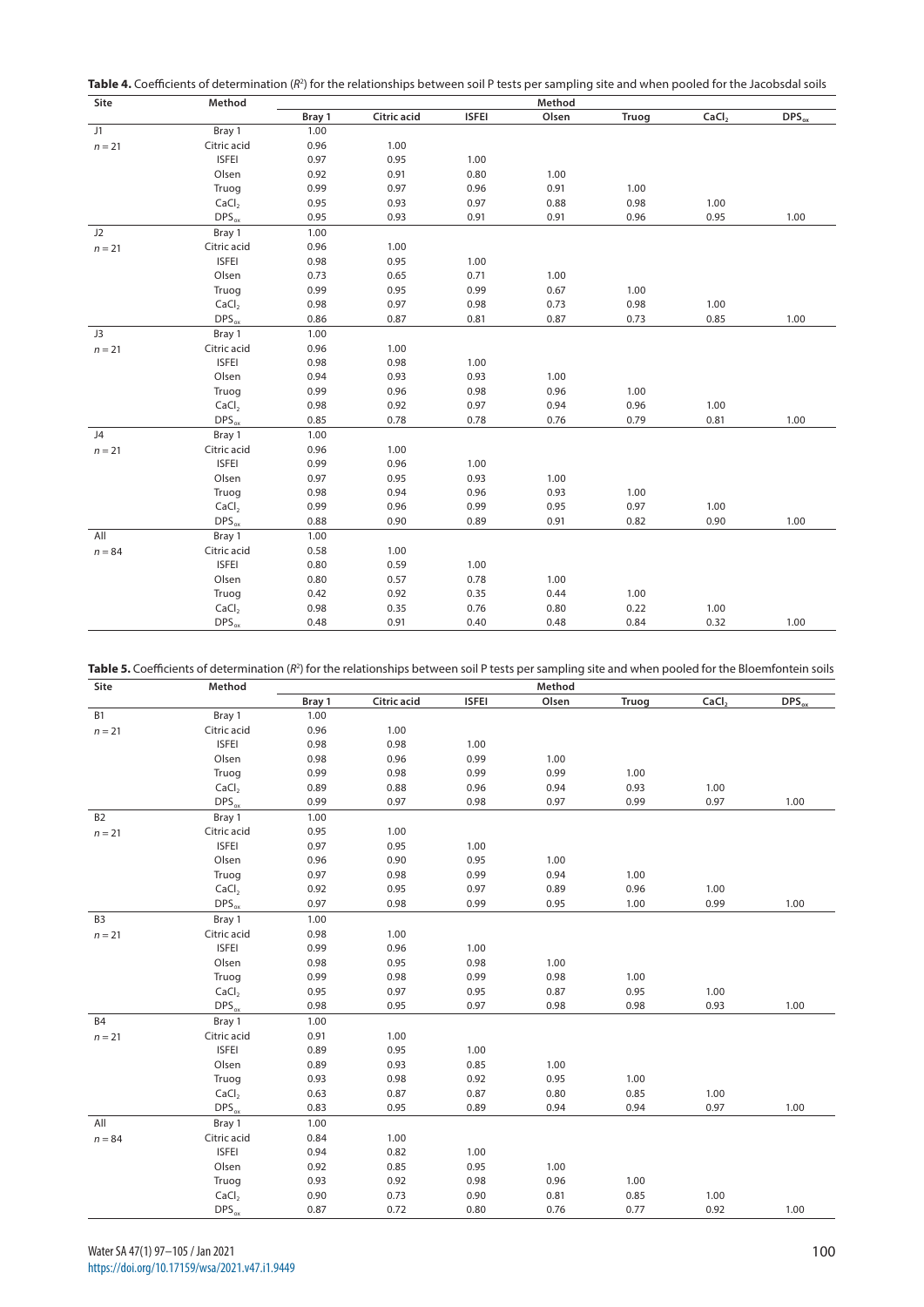**Table 4.** Coefficients of determination ($R^2$) for the relationships between soil P tests per sampling site and when pooled for the Jacobsdal soils

| Site | Method | Method | | | | | | |
|---|---|---|---|---|---|---|---|---|
| | | Bray 1 | Citric acid | ISFEI | Olsen | Truog | $CaCl_2$ | $DPS_{ox}$ |
| J1 | Bray 1 | 1.00 | | | | | | |
| $n = 21$ | Citric acid | 0.96 | 1.00 | | | | | |
| | ISFEI | 0.97 | 0.95 | 1.00 | | | | |
| | Olsen | 0.92 | 0.91 | 0.80 | 1.00 | | | |
| | Truog | 0.99 | 0.97 | 0.96 | 0.91 | 1.00 | | |
| | $CaCl_2$ | 0.95 | 0.93 | 0.97 | 0.88 | 0.98 | 1.00 | |
| | $DPS_{ox}$ | 0.95 | 0.93 | 0.91 | 0.91 | 0.96 | 0.95 | 1.00 |
| J2 | Bray 1 | 1.00 | | | | | | |
| $n = 21$ | Citric acid | 0.96 | 1.00 | | | | | |
| | ISFEI | 0.98 | 0.95 | 1.00 | | | | |
| | Olsen | 0.73 | 0.65 | 0.71 | 1.00 | | | |
| | Truog | 0.99 | 0.95 | 0.99 | 0.67 | 1.00 | | |
| | $CaCl_2$ | 0.98 | 0.97 | 0.98 | 0.73 | 0.98 | 1.00 | |
| | $DPS_{ox}$ | 0.86 | 0.87 | 0.81 | 0.87 | 0.73 | 0.85 | 1.00 |
| J3 | Bray 1 | 1.00 | | | | | | |
| $n = 21$ | Citric acid | 0.96 | 1.00 | | | | | |
| | ISFEI | 0.98 | 0.98 | 1.00 | | | | |
| | Olsen | 0.94 | 0.93 | 0.93 | 1.00 | | | |
| | Truog | 0.99 | 0.96 | 0.98 | 0.96 | 1.00 | | |
| | $CaCl_2$ | 0.98 | 0.92 | 0.97 | 0.94 | 0.96 | 1.00 | |
| | $DPS_{ox}$ | 0.85 | 0.78 | 0.78 | 0.76 | 0.79 | 0.81 | 1.00 |
| J4 | Bray 1 | 1.00 | | | | | | |
| $n = 21$ | Citric acid | 0.96 | 1.00 | | | | | |
| | ISFEI | 0.99 | 0.96 | 1.00 | | | | |
| | Olsen | 0.97 | 0.95 | 0.93 | 1.00 | | | |
| | Truog | 0.98 | 0.94 | 0.96 | 0.93 | 1.00 | | |
| | $CaCl_2$ | 0.99 | 0.96 | 0.99 | 0.95 | 0.97 | 1.00 | |
| | $DPS_{ox}$ | 0.88 | 0.90 | 0.89 | 0.91 | 0.82 | 0.90 | 1.00 |
| All | Bray 1 | 1.00 | | | | | | |
| $n = 84$ | Citric acid | 0.58 | 1.00 | | | | | |
| | ISFEI | 0.80 | 0.59 | 1.00 | | | | |
| | Olsen | 0.80 | 0.57 | 0.78 | 1.00 | | | |
| | Truog | 0.42 | 0.92 | 0.35 | 0.44 | 1.00 | | |
| | $CaCl_2$ | 0.98 | 0.35 | 0.76 | 0.80 | 0.22 | 1.00 | |
| | $DPS_{ox}$ | 0.48 | 0.91 | 0.40 | 0.48 | 0.84 | 0.32 | 1.00 |

**Table 5.** Coefficients of determination ($R^2$) for the relationships between soil P tests per sampling site and when pooled for the Bloemfontein soils

| Site | Method | Method | | | | | | |
|---|---|---|---|---|---|---|---|---|
| | | Bray 1 | Citric acid | ISFEI | Olsen | Truog | $CaCl_2$ | $DPS_{ox}$ |
| B1 | Bray 1 | 1.00 | | | | | | |
| $n = 21$ | Citric acid | 0.96 | 1.00 | | | | | |
| | ISFEI | 0.98 | 0.98 | 1.00 | | | | |
| | Olsen | 0.98 | 0.96 | 0.99 | 1.00 | | | |
| | Truog | 0.99 | 0.98 | 0.99 | 0.99 | 1.00 | | |
| | $CaCl_2$ | 0.89 | 0.88 | 0.96 | 0.94 | 0.93 | 1.00 | |
| | $DPS_{ox}$ | 0.99 | 0.97 | 0.98 | 0.97 | 0.99 | 0.97 | 1.00 |
| B2 | Bray 1 | 1.00 | | | | | | |
| $n = 21$ | Citric acid | 0.95 | 1.00 | | | | | |
| | ISFEI | 0.97 | 0.95 | 1.00 | | | | |
| | Olsen | 0.96 | 0.90 | 0.95 | 1.00 | | | |
| | Truog | 0.97 | 0.98 | 0.99 | 0.94 | 1.00 | | |
| | $CaCl_2$ | 0.92 | 0.95 | 0.97 | 0.89 | 0.96 | 1.00 | |
| | $DPS_{ox}$ | 0.97 | 0.98 | 0.99 | 0.95 | 1.00 | 0.99 | 1.00 |
| B3 | Bray 1 | 1.00 | | | | | | |
| $n = 21$ | Citric acid | 0.98 | 1.00 | | | | | |
| | ISFEI | 0.99 | 0.96 | 1.00 | | | | |
| | Olsen | 0.98 | 0.95 | 0.98 | 1.00 | | | |
| | Truog | 0.99 | 0.98 | 0.99 | 0.98 | 1.00 | | |
| | $CaCl_2$ | 0.95 | 0.97 | 0.95 | 0.87 | 0.95 | 1.00 | |
| | $DPS_{ox}$ | 0.98 | 0.95 | 0.97 | 0.98 | 0.98 | 0.93 | 1.00 |
| B4 | Bray 1 | 1.00 | | | | | | |
| $n = 21$ | Citric acid | 0.91 | 1.00 | | | | | |
| | ISFEI | 0.89 | 0.95 | 1.00 | | | | |
| | Olsen | 0.89 | 0.93 | 0.85 | 1.00 | | | |
| | Truog | 0.93 | 0.98 | 0.92 | 0.95 | 1.00 | | |
| | $CaCl_2$ | 0.63 | 0.87 | 0.87 | 0.80 | 0.85 | 1.00 | |
| | $DPS_{ox}$ | 0.83 | 0.95 | 0.89 | 0.94 | 0.94 | 0.97 | 1.00 |
| All | Bray 1 | 1.00 | | | | | | |
| $n = 84$ | Citric acid | 0.84 | 1.00 | | | | | |
| | ISFEI | 0.94 | 0.82 | 1.00 | | | | |
| | Olsen | 0.92 | 0.85 | 0.95 | 1.00 | | | |
| | Truog | 0.93 | 0.92 | 0.98 | 0.96 | 1.00 | | |
| | $CaCl_2$ | 0.90 | 0.73 | 0.90 | 0.81 | 0.85 | 1.00 | |
| | $DPS_{ox}$ | 0.87 | 0.72 | 0.80 | 0.76 | 0.77 | 0.92 | 1.00 |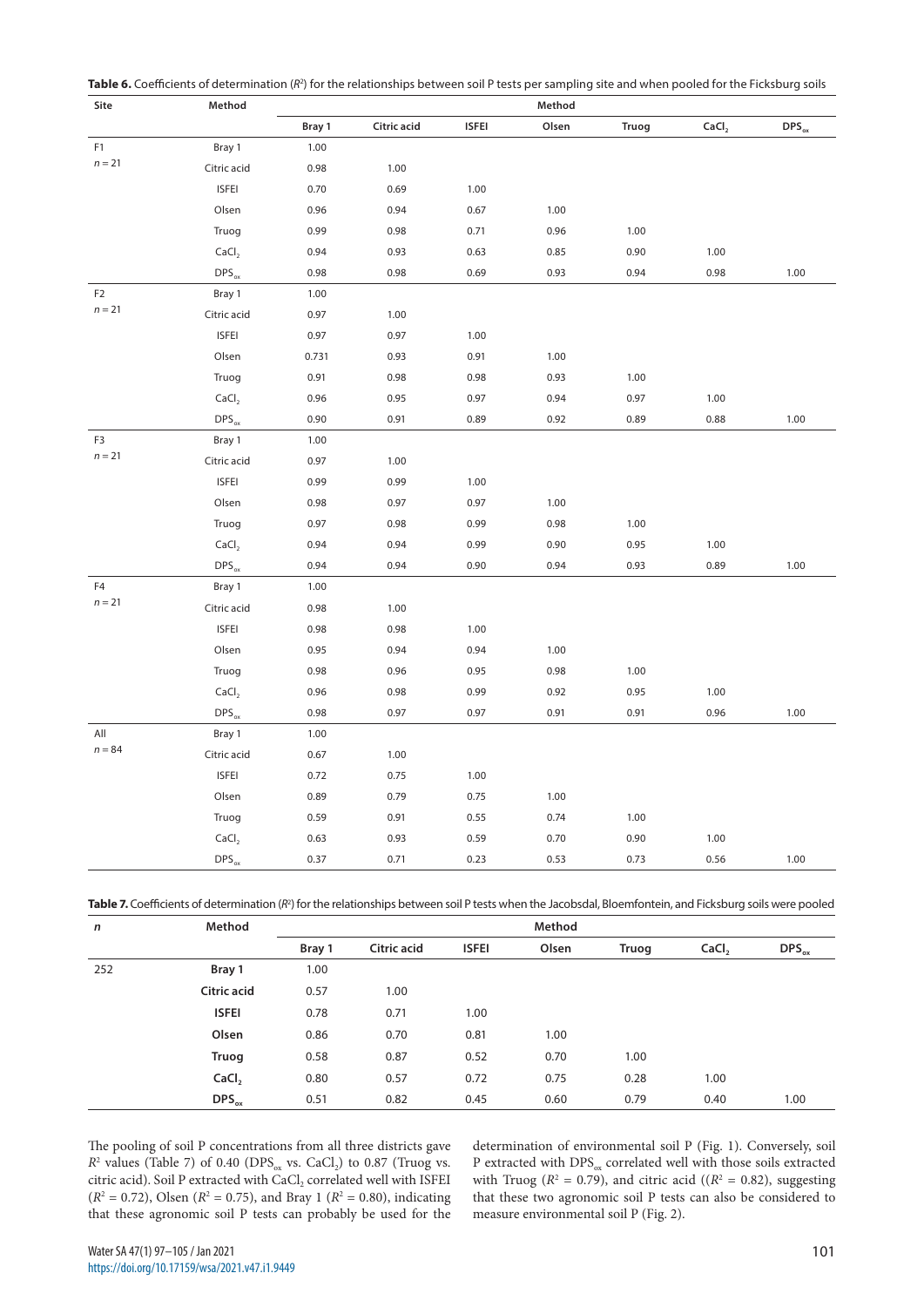**Table 6.** Coefficients of determination ($R^2$) for the relationships between soil P tests per sampling site and when pooled for the Ficksburg soils

| Site | Method | Method | | | | | | |
|---|---|---|---|---|---|---|---|---|
| | | Bray 1 | Citric acid | ISFEI | Olsen | Truog | $CaCl_2$ | $DPS_{ox}$ |
| F1 | Bray 1 | 1.00 | | | | | | |
| $n = 21$ | Citric acid | 0.98 | 1.00 | | | | | |
| | ISFEI | 0.70 | 0.69 | 1.00 | | | | |
| | Olsen | 0.96 | 0.94 | 0.67 | 1.00 | | | |
| | Truog | 0.99 | 0.98 | 0.71 | 0.96 | 1.00 | | |
| | $CaCl_2$ | 0.94 | 0.93 | 0.63 | 0.85 | 0.90 | 1.00 | |
| | $DPS_{ox}$ | 0.98 | 0.98 | 0.69 | 0.93 | 0.94 | 0.98 | 1.00 |
| F2 | Bray 1 | 1.00 | | | | | | |
| $n = 21$ | Citric acid | 0.97 | 1.00 | | | | | |
| | ISFEI | 0.97 | 0.97 | 1.00 | | | | |
| | Olsen | 0.731 | 0.93 | 0.91 | 1.00 | | | |
| | Truog | 0.91 | 0.98 | 0.98 | 0.93 | 1.00 | | |
| | $CaCl_2$ | 0.96 | 0.95 | 0.97 | 0.94 | 0.97 | 1.00 | |
| | $DPS_{ox}$ | 0.90 | 0.91 | 0.89 | 0.92 | 0.89 | 0.88 | 1.00 |
| F3 | Bray 1 | 1.00 | | | | | | |
| $n = 21$ | Citric acid | 0.97 | 1.00 | | | | | |
| | ISFEI | 0.99 | 0.99 | 1.00 | | | | |
| | Olsen | 0.98 | 0.97 | 0.97 | 1.00 | | | |
| | Truog | 0.97 | 0.98 | 0.99 | 0.98 | 1.00 | | |
| | $CaCl_2$ | 0.94 | 0.94 | 0.99 | 0.90 | 0.95 | 1.00 | |
| | $DPS_{ox}$ | 0.94 | 0.94 | 0.90 | 0.94 | 0.93 | 0.89 | 1.00 |
| F4 | Bray 1 | 1.00 | | | | | | |
| $n = 21$ | Citric acid | 0.98 | 1.00 | | | | | |
| | ISFEI | 0.98 | 0.98 | 1.00 | | | | |
| | Olsen | 0.95 | 0.94 | 0.94 | 1.00 | | | |
| | Truog | 0.98 | 0.96 | 0.95 | 0.98 | 1.00 | | |
| | $CaCl_2$ | 0.96 | 0.98 | 0.99 | 0.92 | 0.95 | 1.00 | |
| | $DPS_{ox}$ | 0.98 | 0.97 | 0.97 | 0.91 | 0.91 | 0.96 | 1.00 |
| All | Bray 1 | 1.00 | | | | | | |
| $n = 84$ | Citric acid | 0.67 | 1.00 | | | | | |
| | ISFEI | 0.72 | 0.75 | 1.00 | | | | |
| | Olsen | 0.89 | 0.79 | 0.75 | 1.00 | | | |
| | Truog | 0.59 | 0.91 | 0.55 | 0.74 | 1.00 | | |
| | $CaCl_2$ | 0.63 | 0.93 | 0.59 | 0.70 | 0.90 | 1.00 | |
| | $DPS_{ox}$ | 0.37 | 0.71 | 0.23 | 0.53 | 0.73 | 0.56 | 1.00 |

**Table 7.** Coefficients of determination ($R^2$) for the relationships between soil P tests when the Jacobsdal, Bloemfontein, and Ficksburg soils were pooled

| $n$ | Method | Method | | | | | | |
|---|---|---|---|---|---|---|---|---|
| | | Bray 1 | Citric acid | ISFEI | Olsen | Truog | $CaCl_2$ | $DPS_{ox}$ |
| 252 | **Bray 1** | 1.00 | | | | | | |
| | **Citric acid** | 0.57 | 1.00 | | | | | |
| | **ISFEI** | 0.78 | 0.71 | 1.00 | | | | |
| | **Olsen** | 0.86 | 0.70 | 0.81 | 1.00 | | | |
| | **Truog** | 0.58 | 0.87 | 0.52 | 0.70 | 1.00 | | |
| | **$CaCl_2$** | 0.80 | 0.57 | 0.72 | 0.75 | 0.28 | 1.00 | |
| | **$DPS_{ox}$** | 0.51 | 0.82 | 0.45 | 0.60 | 0.79 | 0.40 | 1.00 |

The pooling of soil P concentrations from all three districts gave $R^2$ values (Table 7) of 0.40 ($DPS_{ox}$ vs. $CaCl_2$) to 0.87 (Truog vs. citric acid). Soil P extracted with $CaCl_2$ correlated well with ISFEI ($R^2 = 0.72$), Olsen ($R^2 = 0.75$), and Bray 1 ($R^2 = 0.80$), indicating that these agronomic soil P tests can probably be used for the determination of environmental soil P (Fig. 1). Conversely, soil P extracted with $DPS_{ox}$ correlated well with those soils extracted with Truog ($R^2 = 0.79$), and citric acid (($R^2 = 0.82$), suggesting that these two agronomic soil P tests can also be considered to measure environmental soil P (Fig. 2).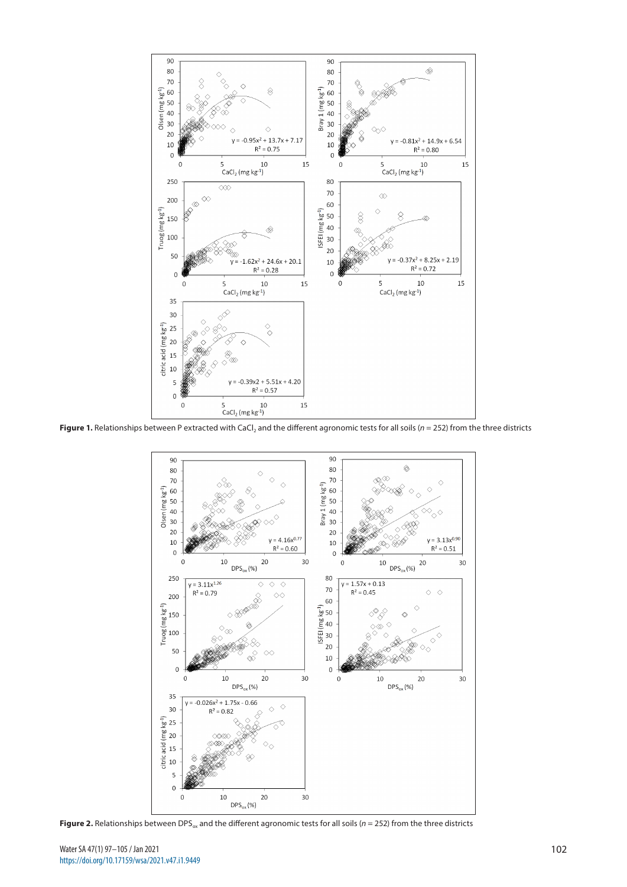**Figure 1.** Relationships between P extracted with $CaCl_2$ and the different agronomic tests for all soils ($n$ = 252) from the three districts

**Figure 2.** Relationships between $DPS_{ox}$ and the different agronomic tests for all soils ($n$ = 252) from the three districts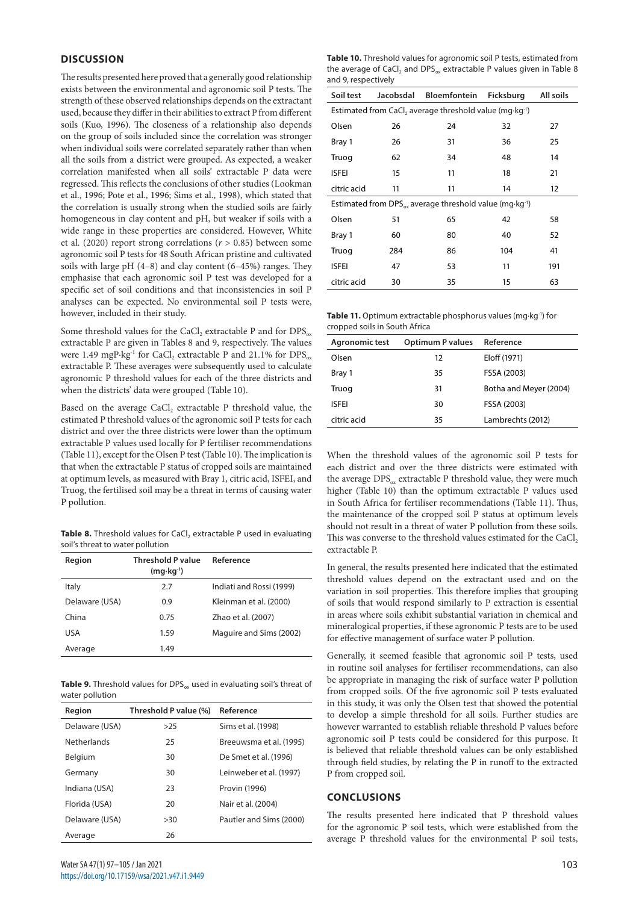## DISCUSSION

The results presented here proved that a generally good relationship exists between the environmental and agronomic soil P tests. The strength of these observed relationships depends on the extractant used, because they differ in their abilities to extract P from different soils (Kuo, 1996). The closeness of a relationship also depends on the group of soils included since the correlation was stronger when individual soils were correlated separately rather than when all the soils from a district were grouped. As expected, a weaker correlation manifested when all soils' extractable P data were regressed. This reflects the conclusions of other studies (Lookman et al., 1996; Pote et al., 1996; Sims et al., 1998), which stated that the correlation is usually strong when the studied soils are fairly homogeneous in clay content and pH, but weaker if soils with a wide range in these properties are considered. However, White et al. (2020) report strong correlations ($r > 0.85$) between some agronomic soil P tests for 48 South African pristine and cultivated soils with large pH (4–8) and clay content (6–45%) ranges. They emphasise that each agronomic soil P test was developed for a specific set of soil conditions and that inconsistencies in soil P analyses can be expected. No environmental soil P tests were, however, included in their study.

Some threshold values for the $CaCl_2$ extractable P and for $DPS_{ox}$ extractable P are given in Tables 8 and 9, respectively. The values were 1.49 mgP·kg$^{-1}$ for $CaCl_2$ extractable P and 21.1% for $DPS_{ox}$ extractable P. These averages were subsequently used to calculate agronomic P threshold values for each of the three districts and when the districts' data were grouped (Table 10).

Based on the average $CaCl_2$ extractable P threshold value, the estimated P threshold values of the agronomic soil P tests for each district and over the three districts were lower than the optimum extractable P values used locally for P fertiliser recommendations (Table 11), except for the Olsen P test (Table 10). The implication is that when the extractable P status of cropped soils are maintained at optimum levels, as measured with Bray 1, citric acid, ISFEI, and Truog, the fertilised soil may be a threat in terms of causing water P pollution.

**Table 8.** Threshold values for $CaCl_2$ extractable P used in evaluating soil's threat to water pollution

| Region | Threshold P value (mg·kg$^{-1}$) | Reference |
|---|---|---|
| Italy | 2.7 | Indiati and Rossi (1999) |
| Delaware (USA) | 0.9 | Kleinman et al. (2000) |
| China | 0.75 | Zhao et al. (2007) |
| USA | 1.59 | Maguire and Sims (2002) |
| Average | 1.49 | |

**Table 9.** Threshold values for $DPS_{ox}$ used in evaluating soil's threat of water pollution

| Region | Threshold P value (%) | Reference |
|---|---|---|
| Delaware (USA) | >25 | Sims et al. (1998) |
| Netherlands | 25 | Breeuwsma et al. (1995) |
| Belgium | 30 | De Smet et al. (1996) |
| Germany | 30 | Leinweber et al. (1997) |
| Indiana (USA) | 23 | Provin (1996) |
| Florida (USA) | 20 | Nair et al. (2004) |
| Delaware (USA) | >30 | Pautler and Sims (2000) |
| Average | 26 | |

**Table 10.** Threshold values for agronomic soil P tests, estimated from the average of $CaCl_2$ and $DPS_{ox}$ extractable P values given in Table 8 and 9, respectively

| Soil test | Jacobsdal | Bloemfontein | Ficksburg | All soils |
|---|---|---|---|---|
| Estimated from $CaCl_2$ average threshold value (mg·kg$^{-1}$) | | | | |
| Olsen | 26 | 24 | 32 | 27 |
| Bray 1 | 26 | 31 | 36 | 25 |
| Truog | 62 | 34 | 48 | 14 |
| ISFEI | 15 | 11 | 18 | 21 |
| citric acid | 11 | 11 | 14 | 12 |
| Estimated from $DPS_{ox}$ average threshold value (mg·kg$^{-1}$) | | | | |
| Olsen | 51 | 65 | 42 | 58 |
| Bray 1 | 60 | 80 | 40 | 52 |
| Truog | 284 | 86 | 104 | 41 |
| ISFEI | 47 | 53 | 11 | 191 |
| citric acid | 30 | 35 | 15 | 63 |

**Table 11.** Optimum extractable phosphorus values (mg·kg$^{-1}$) for cropped soils in South Africa

| Agronomic test | Optimum P values | Reference |
|---|---|---|
| Olsen | 12 | Eloff (1971) |
| Bray 1 | 35 | FSSA (2003) |
| Truog | 31 | Botha and Meyer (2004) |
| ISFEI | 30 | FSSA (2003) |
| citric acid | 35 | Lambrechts (2012) |

When the threshold values of the agronomic soil P tests for each district and over the three districts were estimated with the average $DPS_{ox}$ extractable P threshold value, they were much higher (Table 10) than the optimum extractable P values used in South Africa for fertiliser recommendations (Table 11). Thus, the maintenance of the cropped soil P status at optimum levels should not result in a threat of water P pollution from these soils. This was converse to the threshold values estimated for the $CaCl_2$ extractable P.

In general, the results presented here indicated that the estimated threshold values depend on the extractant used and on the variation in soil properties. This therefore implies that grouping of soils that would respond similarly to P extraction is essential in areas where soils exhibit substantial variation in chemical and mineralogical properties, if these agronomic P tests are to be used for effective management of surface water P pollution.

Generally, it seemed feasible that agronomic soil P tests, used in routine soil analyses for fertiliser recommendations, can also be appropriate in managing the risk of surface water P pollution from cropped soils. Of the five agronomic soil P tests evaluated in this study, it was only the Olsen test that showed the potential to develop a simple threshold for all soils. Further studies are however warranted to establish reliable threshold P values before agronomic soil P tests could be considered for this purpose. It is believed that reliable threshold values can be only established through field studies, by relating the P in runoff to the extracted P from cropped soil.

## CONCLUSIONS

The results presented here indicated that P threshold values for the agronomic P soil tests, which were established from the average P threshold values for the environmental P soil tests,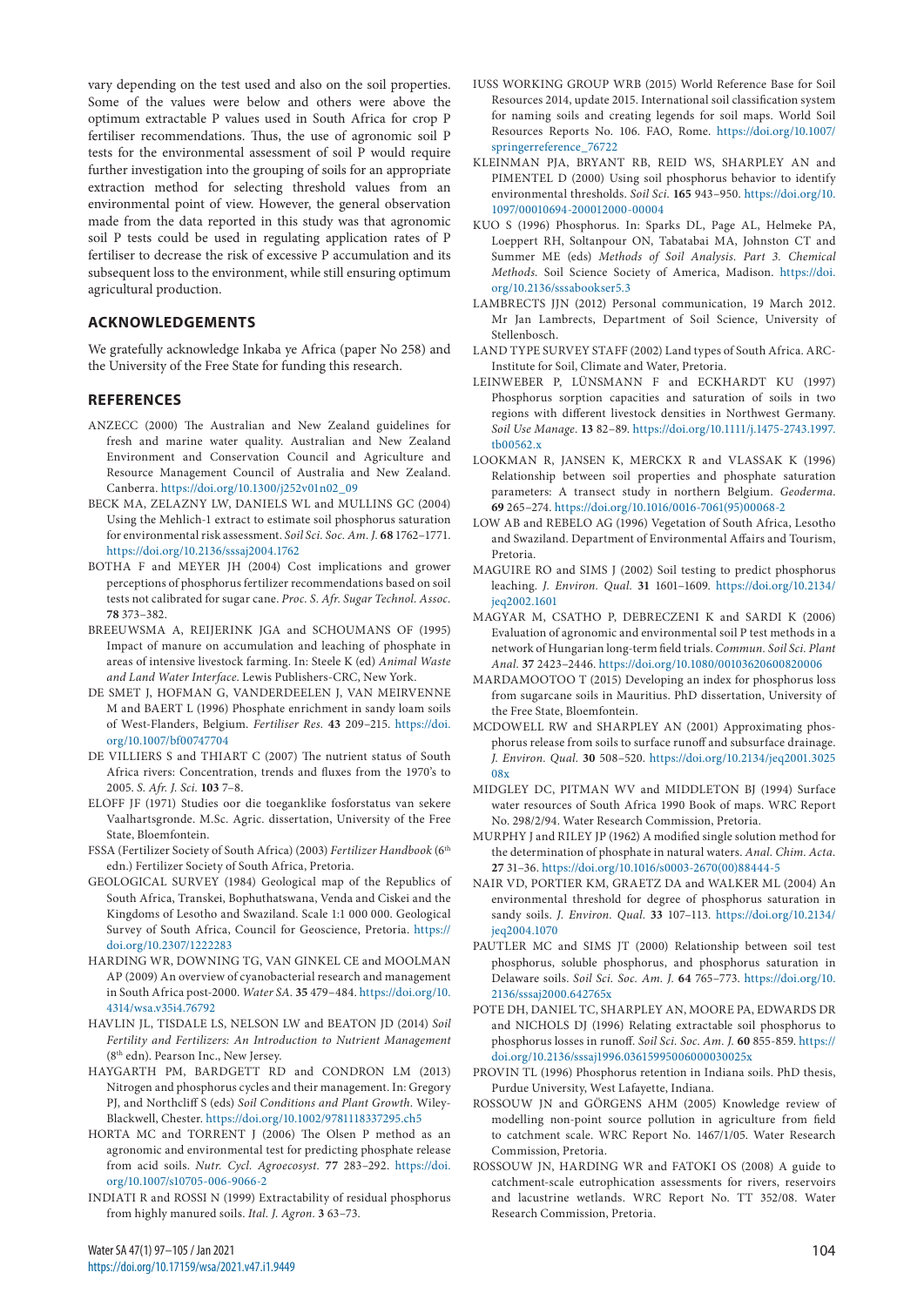vary depending on the test used and also on the soil properties. Some of the values were below and others were above the optimum extractable P values used in South Africa for crop P fertiliser recommendations. Thus, the use of agronomic soil P tests for the environmental assessment of soil P would require further investigation into the grouping of soils for an appropriate extraction method for selecting threshold values from an environmental point of view. However, the general observation made from the data reported in this study was that agronomic soil P tests could be used in regulating application rates of P fertiliser to decrease the risk of excessive P accumulation and its subsequent loss to the environment, while still ensuring optimum agricultural production.

## ACKNOWLEDGEMENTS

We gratefully acknowledge Inkaba ye Africa (paper No 258) and the University of the Free State for funding this research.

## REFERENCES

ANZECC (2000) The Australian and New Zealand guidelines for fresh and marine water quality. Australian and New Zealand Environment and Conservation Council and Agriculture and Resource Management Council of Australia and New Zealand. Canberra. https://doi.org/10.1300/j252v01n02_09

BECK MA, ZELAZNY LW, DANIELS WL and MULLINS GC (2004) Using the Mehlich-1 extract to estimate soil phosphorus saturation for environmental risk assessment. *Soil Sci. Soc. Am. J.* **68** 1762–1771. https://doi.org/10.2136/sssaj2004.1762

BOTHA F and MEYER JH (2004) Cost implications and grower perceptions of phosphorus fertilizer recommendations based on soil tests not calibrated for sugar cane. *Proc. S. Afr. Sugar Technol. Assoc.* **78** 373–382.

BREEUWSMA A, REIJERINK JGA and SCHOUMANS OF (1995) Impact of manure on accumulation and leaching of phosphate in areas of intensive livestock farming. In: Steele K (ed) *Animal Waste and Land Water Interface*. Lewis Publishers-CRC, New York.

DE SMET J, HOFMAN G, VANDERDEELEN J, VAN MEIRVENNE M and BAERT L (1996) Phosphate enrichment in sandy loam soils of West-Flanders, Belgium. *Fertiliser Res.* **43** 209–215. https://doi.org/10.1007/bf00747704

DE VILLIERS S and THIART C (2007) The nutrient status of South Africa rivers: Concentration, trends and fluxes from the 1970's to 2005. *S. Afr. J. Sci.* **103** 7–8.

ELOFF JF (1971) Studies oor die toeganklike fosforstatus van sekere Vaalhartsgronde. M.Sc. Agric. dissertation, University of the Free State, Bloemfontein.

FSSA (Fertilizer Society of South Africa) (2003) *Fertilizer Handbook* (6th edn.) Fertilizer Society of South Africa, Pretoria.

GEOLOGICAL SURVEY (1984) Geological map of the Republics of South Africa, Transkei, Bophuthatswana, Venda and Ciskei and the Kingdoms of Lesotho and Swaziland. Scale 1:1 000 000. Geological Survey of South Africa, Council for Geoscience, Pretoria. https://doi.org/10.2307/1222283

HARDING WR, DOWNING TG, VAN GINKEL CE and MOOLMAN AP (2009) An overview of cyanobacterial research and management in South Africa post-2000. *Water SA*. **35** 479–484. https://doi.org/10.4314/wsa.v35i4.76792

HAVLIN JL, TISDALE LS, NELSON LW and BEATON JD (2014) *Soil Fertility and Fertilizers: An Introduction to Nutrient Management* (8th edn). Pearson Inc., New Jersey.

HAYGARTH PM, BARDGETT RD and CONDRON LM (2013) Nitrogen and phosphorus cycles and their management. In: Gregory PJ, and Northcliff S (eds) *Soil Conditions and Plant Growth*. Wiley-Blackwell, Chester. https://doi.org/10.1002/9781118337295.ch5

HORTA MC and TORRENT J (2006) The Olsen P method as an agronomic and environmental test for predicting phosphate release from acid soils. *Nutr. Cycl. Agroecosyst.* **77** 283–292. https://doi.org/10.1007/s10705-006-9066-2

INDIATI R and ROSSI N (1999) Extractability of residual phosphorus from highly manured soils. *Ital. J. Agron.* **3** 63–73.

IUSS WORKING GROUP WRB (2015) World Reference Base for Soil Resources 2014, update 2015. International soil classification system for naming soils and creating legends for soil maps. World Soil Resources Reports No. 106. FAO, Rome. https://doi.org/10.1007/springerreference_76722

KLEINMAN PJA, BRYANT RB, REID WS, SHARPLEY AN and PIMENTEL D (2000) Using soil phosphorus behavior to identify environmental thresholds. *Soil Sci.* **165** 943–950. https://doi.org/10.1097/00010694-200012000-00004

KUO S (1996) Phosphorus. In: Sparks DL, Page AL, Helmeke PA, Loeppert RH, Soltanpour ON, Tabatabai MA, Johnston CT and Summer ME (eds) *Methods of Soil Analysis. Part 3. Chemical Methods*. Soil Science Society of America, Madison. https://doi.org/10.2136/sssabookser5.3

LAMBRECTS JJN (2012) Personal communication, 19 March 2012. Mr Jan Lambrects, Department of Soil Science, University of Stellenbosch.

LAND TYPE SURVEY STAFF (2002) Land types of South Africa. ARC-Institute for Soil, Climate and Water, Pretoria.

LEINWEBER P, LÜNSMANN F and ECKHARDT KU (1997) Phosphorus sorption capacities and saturation of soils in two regions with different livestock densities in Northwest Germany. *Soil Use Manage.* **13** 82–89. https://doi.org/10.1111/j.1475-2743.1997.tb00562.x

LOOKMAN R, JANSEN K, MERCKX R and VLASSAK K (1996) Relationship between soil properties and phosphate saturation parameters: A transect study in northern Belgium. *Geoderma.* **69** 265–274. https://doi.org/10.1016/0016-7061(95)00068-2

LOW AB and REBELO AG (1996) Vegetation of South Africa, Lesotho and Swaziland. Department of Environmental Affairs and Tourism, Pretoria.

MAGUIRE RO and SIMS J (2002) Soil testing to predict phosphorus leaching. *J. Environ. Qual.* **31** 1601–1609. https://doi.org/10.2134/jeq2002.1601

MAGYAR M, CSATHO P, DEBRECZENI K and SARDI K (2006) Evaluation of agronomic and environmental soil P test methods in a network of Hungarian long-term field trials. *Commun. Soil Sci. Plant Anal.* **37** 2423–2446. https://doi.org/10.1080/00103620600820006

MARDAMOOTOO T (2015) Developing an index for phosphorus loss from sugarcane soils in Mauritius. PhD dissertation, University of the Free State, Bloemfontein.

MCDOWELL RW and SHARPLEY AN (2001) Approximating phosphorus release from soils to surface runoff and subsurface drainage. *J. Environ. Qual.* **30** 508–520. https://doi.org/10.2134/jeq2001.302508x

MIDGLEY DC, PITMAN WV and MIDDLETON BJ (1994) Surface water resources of South Africa 1990 Book of maps. WRC Report No. 298/2/94. Water Research Commission, Pretoria.

MURPHY J and RILEY JP (1962) A modified single solution method for the determination of phosphate in natural waters. *Anal. Chim. Acta.* **27** 31–36. https://doi.org/10.1016/s0003-2670(00)88444-5

NAIR VD, PORTIER KM, GRAETZ DA and WALKER ML (2004) An environmental threshold for degree of phosphorus saturation in sandy soils. *J. Environ. Qual.* **33** 107–113. https://doi.org/10.2134/jeq2004.1070

PAUTLER MC and SIMS JT (2000) Relationship between soil test phosphorus, soluble phosphorus, and phosphorus saturation in Delaware soils. *Soil Sci. Soc. Am. J.* **64** 765–773. https://doi.org/10.2136/sssaj2000.642765x

POTE DH, DANIEL TC, SHARPLEY AN, MOORE PA, EDWARDS DR and NICHOLS DJ (1996) Relating extractable soil phosphorus to phosphorus losses in runoff. *Soil Sci. Soc. Am. J.* **60** 855-859. https://doi.org/10.2136/sssaj1996.03615995006000030025x

PROVIN TL (1996) Phosphorus retention in Indiana soils. PhD thesis, Purdue University, West Lafayette, Indiana.

ROSSOUW JN and GÖRGENS AHM (2005) Knowledge review of modelling non-point source pollution in agriculture from field to catchment scale. WRC Report No. 1467/1/05. Water Research Commission, Pretoria.

ROSSOUW JN, HARDING WR and FATOKI OS (2008) A guide to catchment-scale eutrophication assessments for rivers, reservoirs and lacustrine wetlands. WRC Report No. TT 352/08. Water Research Commission, Pretoria.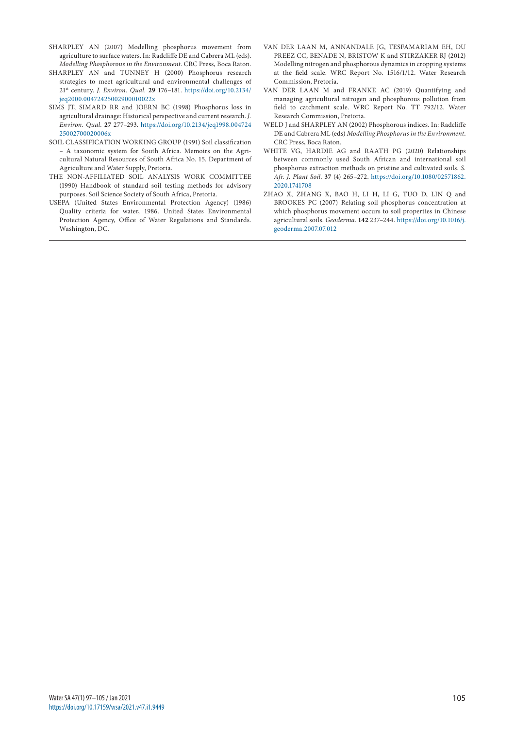SHARPLEY AN (2007) Modelling phosphorus movement from agriculture to surface waters. In: Radcliffe DE and Cabrera ML (eds). *Modelling Phosphorous in the Environment*. CRC Press, Boca Raton.

SHARPLEY AN and TUNNEY H (2000) Phosphorus research strategies to meet agricultural and environmental challenges of 21st century. *J. Environ. Qual.* **29** 176–181. https://doi.org/10.2134/jeq2000.00472425002900010022x

SIMS JT, SIMARD RR and JOERN BC (1998) Phosphorus loss in agricultural drainage: Historical perspective and current research. *J. Environ. Qual.* **27** 277–293. https://doi.org/10.2134/jeq1998.00472425002700020006x

SOIL CLASSIFICATION WORKING GROUP (1991) Soil classification – A taxonomic system for South Africa. Memoirs on the Agricultural Natural Resources of South Africa No. 15. Department of Agriculture and Water Supply, Pretoria.

THE NON-AFFILIATED SOIL ANALYSIS WORK COMMITTEE (1990) Handbook of standard soil testing methods for advisory purposes. Soil Science Society of South Africa, Pretoria.

USEPA (United States Environmental Protection Agency) (1986) Quality criteria for water, 1986. United States Environmental Protection Agency, Office of Water Regulations and Standards. Washington, DC.

VAN DER LAAN M, ANNANDALE JG, TESFAMARIAM EH, DU PREEZ CC, BENADE N, BRISTOW K and STIRZAKER RJ (2012) Modelling nitrogen and phosphorous dynamics in cropping systems at the field scale. WRC Report No. 1516/1/12. Water Research Commission, Pretoria.

VAN DER LAAN M and FRANKE AC (2019) Quantifying and managing agricultural nitrogen and phosphorous pollution from field to catchment scale. WRC Report No. TT 792/12. Water Research Commission, Pretoria.

WELD J and SHARPLEY AN (2002) Phosphorous indices. In: Radcliffe DE and Cabrera ML (eds) *Modelling Phosphorus in the Environment*. CRC Press, Boca Raton.

WHITE VG, HARDIE AG and RAATH PG (2020) Relationships between commonly used South African and international soil phosphorus extraction methods on pristine and cultivated soils. *S. Afr. J. Plant Soil.* **37** (4) 265–272. https://doi.org/10.1080/02571862.2020.1741708

ZHAO X, ZHANG X, BAO H, LI H, LI G, TUO D, LIN Q and BROOKES PC (2007) Relating soil phosphorus concentration at which phosphorus movement occurs to soil properties in Chinese agricultural soils. *Geoderma.* **142** 237–244. https://doi.org/10.1016/j.geoderma.2007.07.012